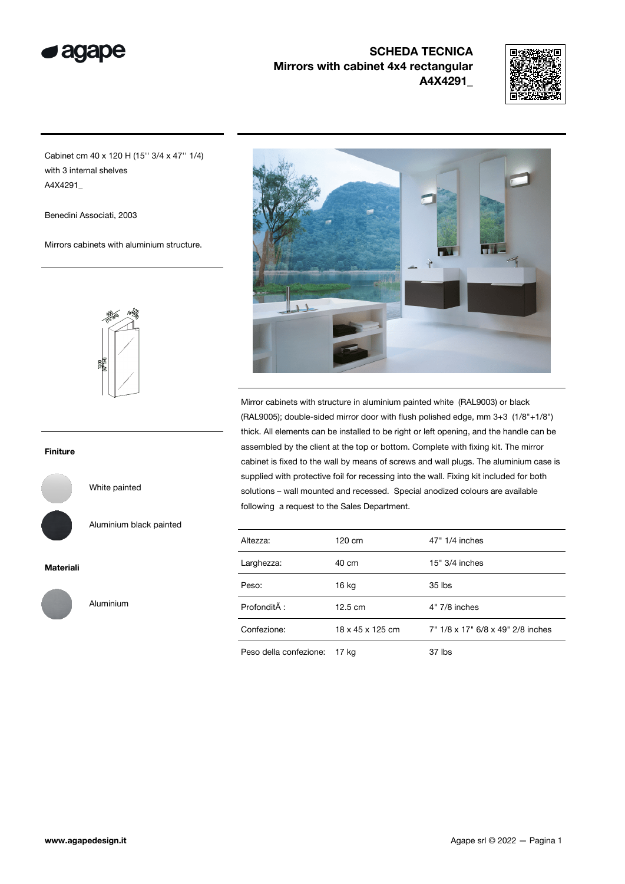# SCHEDA TECNICA
## Mirrors with cabinet 4x4 rectangular
## A4X4291_

Cabinet cm 40 x 120 H (15'' 3/4 x 47'' 1/4)
with 3 internal shelves
A4X4291_

Benedini Associati, 2003

Mirrors cabinets with aluminium structure.

**Finiture**

White painted

Aluminium black painted

**Materiali**

Aluminium

Mirror cabinets with structure in aluminium painted white (RAL9003) or black (RAL9005); double-sided mirror door with flush polished edge, mm 3+3 (1/8"+1/8") thick. All elements can be installed to be right or left opening, and the handle can be assembled by the client at the top or bottom. Complete with fixing kit. The mirror cabinet is fixed to the wall by means of screws and wall plugs. The aluminium case is supplied with protective foil for recessing into the wall. Fixing kit included for both solutions – wall mounted and recessed. Special anodized colours are available following a request to the Sales Department.

| | | |
|---|---|---|
| Altezza: | 120 cm | 47" 1/4 inches |
| Larghezza: | 40 cm | 15" 3/4 inches |
| Peso: | 16 kg | 35 lbs |
| ProfonditÃ : | 12.5 cm | 4" 7/8 inches |
| Confezione: | 18 x 45 x 125 cm | 7" 1/8 x 17" 6/8 x 49" 2/8 inches |
| Peso della confezione: | 17 kg | 37 lbs |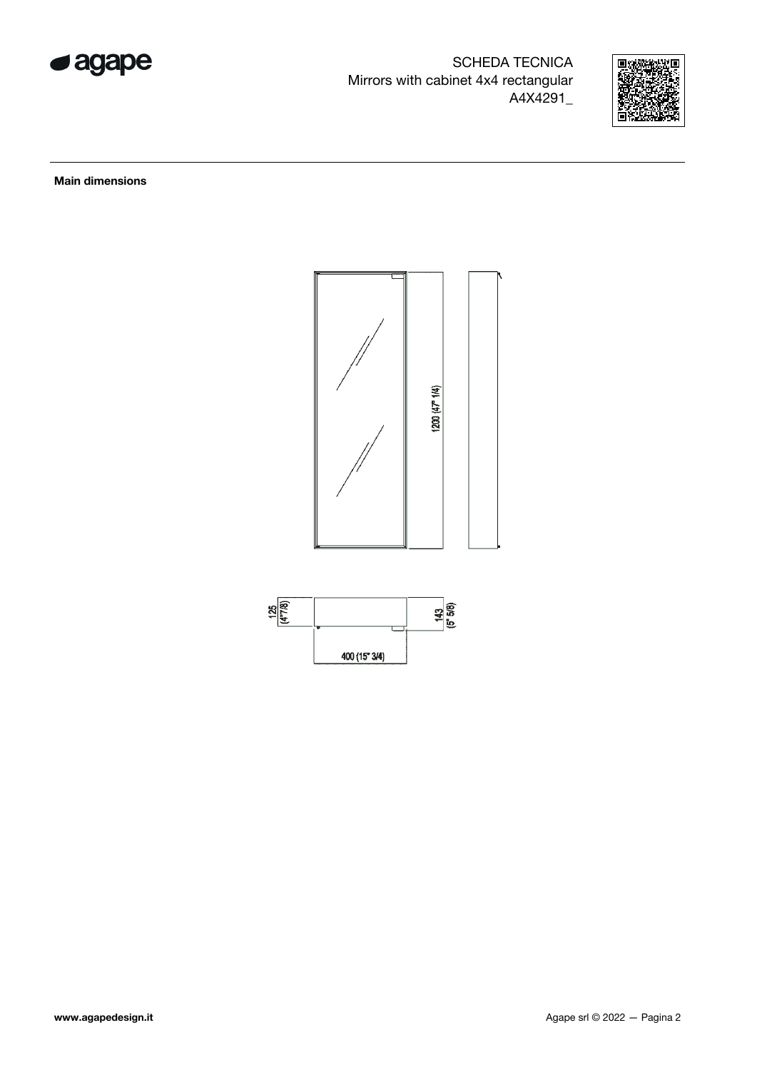SCHEDA TECNICA
Mirrors with cabinet 4x4 rectangular
A4X4291_

**Main dimensions**

1200 (47" 1/4)

125 (4"7/8)

143 (5" 5/8)

400 (15" 3/4)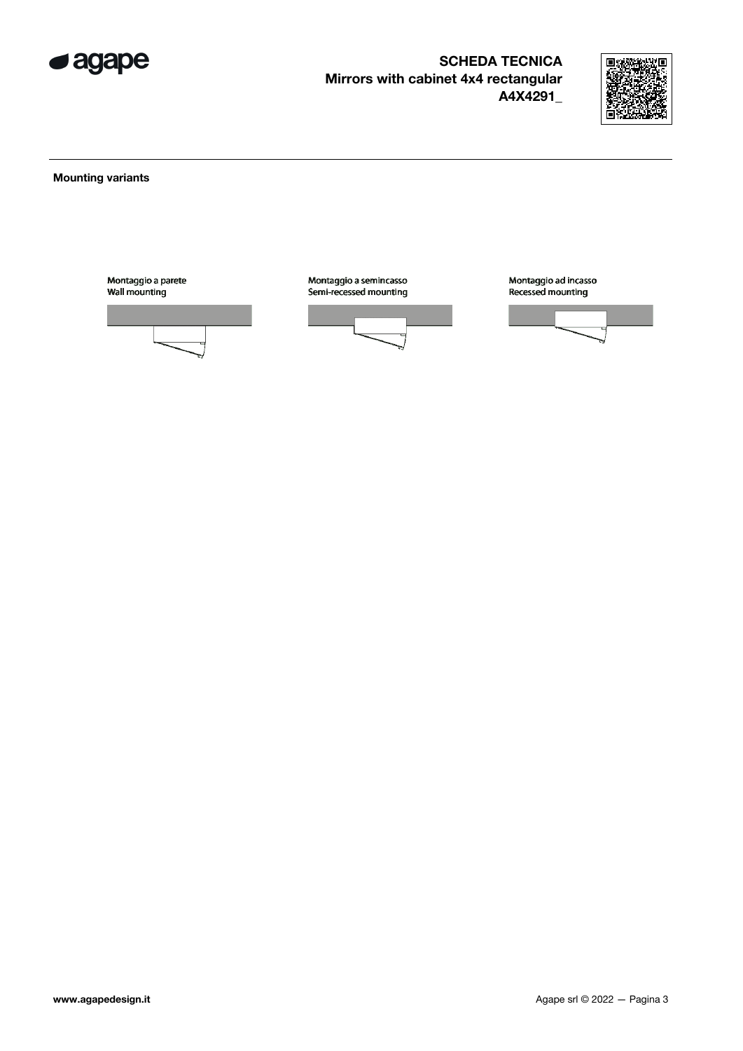**SCHEDA TECNICA**
**Mirrors with cabinet 4x4 rectangular**
**A4X4291_**

## Mounting variants

Montaggio a parete
Wall mounting

Montaggio a semincasso
Semi-recessed mounting

Montaggio ad incasso
Recessed mounting